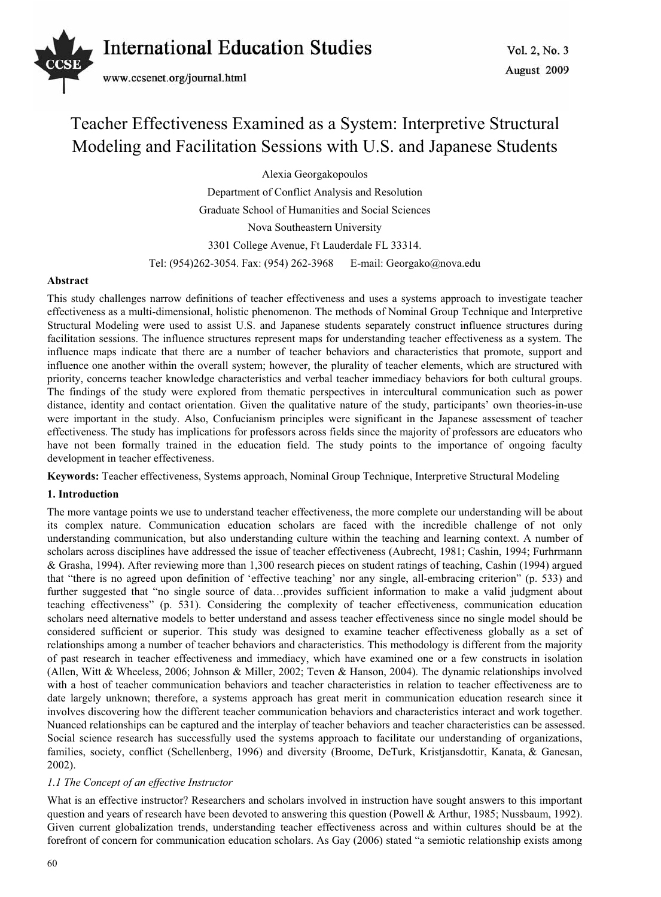# Teacher Effectiveness Examined as a System: Interpretive Structural Modeling and Facilitation Sessions with U.S. and Japanese Students

Alexia Georgakopoulos

Department of Conflict Analysis and Resolution

Graduate School of Humanities and Social Sciences

Nova Southeastern University

3301 College Avenue, Ft Lauderdale FL 33314.

Tel: (954)262-3054. Fax: (954) 262-3968 E-mail: Georgako@nova.edu

**Abstract**

This study challenges narrow definitions of teacher effectiveness and uses a systems approach to investigate teacher effectiveness as a multi-dimensional, holistic phenomenon. The methods of Nominal Group Technique and Interpretive Structural Modeling were used to assist U.S. and Japanese students separately construct influence structures during facilitation sessions. The influence structures represent maps for understanding teacher effectiveness as a system. The influence maps indicate that there are a number of teacher behaviors and characteristics that promote, support and influence one another within the overall system; however, the plurality of teacher elements, which are structured with priority, concerns teacher knowledge characteristics and verbal teacher immediacy behaviors for both cultural groups. The findings of the study were explored from thematic perspectives in intercultural communication such as power distance, identity and contact orientation. Given the qualitative nature of the study, participants' own theories-in-use were important in the study. Also, Confucianism principles were significant in the Japanese assessment of teacher effectiveness. The study has implications for professors across fields since the majority of professors are educators who have not been formally trained in the education field. The study points to the importance of ongoing faculty development in teacher effectiveness.

**Keywords:** Teacher effectiveness, Systems approach, Nominal Group Technique, Interpretive Structural Modeling

## 1. Introduction

The more vantage points we use to understand teacher effectiveness, the more complete our understanding will be about its complex nature. Communication education scholars are faced with the incredible challenge of not only understanding communication, but also understanding culture within the teaching and learning context. A number of scholars across disciplines have addressed the issue of teacher effectiveness (Aubrecht, 1981; Cashin, 1994; Furhrmann & Grasha, 1994). After reviewing more than 1,300 research pieces on student ratings of teaching, Cashin (1994) argued that "there is no agreed upon definition of 'effective teaching' nor any single, all-embracing criterion" (p. 533) and further suggested that "no single source of data…provides sufficient information to make a valid judgment about teaching effectiveness" (p. 531). Considering the complexity of teacher effectiveness, communication education scholars need alternative models to better understand and assess teacher effectiveness since no single model should be considered sufficient or superior. This study was designed to examine teacher effectiveness globally as a set of relationships among a number of teacher behaviors and characteristics. This methodology is different from the majority of past research in teacher effectiveness and immediacy, which have examined one or a few constructs in isolation (Allen, Witt & Wheeless, 2006; Johnson & Miller, 2002; Teven & Hanson, 2004). The dynamic relationships involved with a host of teacher communication behaviors and teacher characteristics in relation to teacher effectiveness are to date largely unknown; therefore, a systems approach has great merit in communication education research since it involves discovering how the different teacher communication behaviors and characteristics interact and work together. Nuanced relationships can be captured and the interplay of teacher behaviors and teacher characteristics can be assessed. Social science research has successfully used the systems approach to facilitate our understanding of organizations, families, society, conflict (Schellenberg, 1996) and diversity (Broome, DeTurk, Kristjansdottir, Kanata, & Ganesan, 2002).

### *1.1 The Concept of an effective Instructor*

What is an effective instructor? Researchers and scholars involved in instruction have sought answers to this important question and years of research have been devoted to answering this question (Powell & Arthur, 1985; Nussbaum, 1992). Given current globalization trends, understanding teacher effectiveness across and within cultures should be at the forefront of concern for communication education scholars. As Gay (2006) stated "a semiotic relationship exists among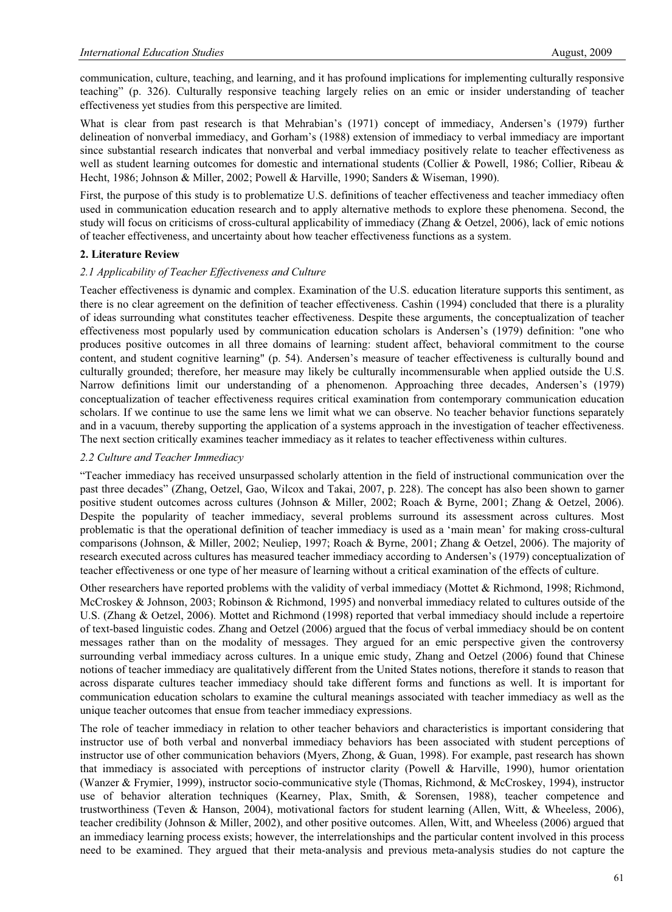communication, culture, teaching, and learning, and it has profound implications for implementing culturally responsive teaching" (p. 326). Culturally responsive teaching largely relies on an emic or insider understanding of teacher effectiveness yet studies from this perspective are limited.

What is clear from past research is that Mehrabian's (1971) concept of immediacy, Andersen's (1979) further delineation of nonverbal immediacy, and Gorham's (1988) extension of immediacy to verbal immediacy are important since substantial research indicates that nonverbal and verbal immediacy positively relate to teacher effectiveness as well as student learning outcomes for domestic and international students (Collier & Powell, 1986; Collier, Ribeau & Hecht, 1986; Johnson & Miller, 2002; Powell & Harville, 1990; Sanders & Wiseman, 1990).

First, the purpose of this study is to problematize U.S. definitions of teacher effectiveness and teacher immediacy often used in communication education research and to apply alternative methods to explore these phenomena. Second, the study will focus on criticisms of cross-cultural applicability of immediacy (Zhang & Oetzel, 2006), lack of emic notions of teacher effectiveness, and uncertainty about how teacher effectiveness functions as a system.

## 2. Literature Review

### *2.1 Applicability of Teacher Effectiveness and Culture*

Teacher effectiveness is dynamic and complex. Examination of the U.S. education literature supports this sentiment, as there is no clear agreement on the definition of teacher effectiveness. Cashin (1994) concluded that there is a plurality of ideas surrounding what constitutes teacher effectiveness. Despite these arguments, the conceptualization of teacher effectiveness most popularly used by communication education scholars is Andersen's (1979) definition: "one who produces positive outcomes in all three domains of learning: student affect, behavioral commitment to the course content, and student cognitive learning" (p. 54). Andersen's measure of teacher effectiveness is culturally bound and culturally grounded; therefore, her measure may likely be culturally incommensurable when applied outside the U.S. Narrow definitions limit our understanding of a phenomenon. Approaching three decades, Andersen's (1979) conceptualization of teacher effectiveness requires critical examination from contemporary communication education scholars. If we continue to use the same lens we limit what we can observe. No teacher behavior functions separately and in a vacuum, thereby supporting the application of a systems approach in the investigation of teacher effectiveness. The next section critically examines teacher immediacy as it relates to teacher effectiveness within cultures.

### *2.2 Culture and Teacher Immediacy*

"Teacher immediacy has received unsurpassed scholarly attention in the field of instructional communication over the past three decades" (Zhang, Oetzel, Gao, Wilcox and Takai, 2007, p. 228). The concept has also been shown to garner positive student outcomes across cultures (Johnson & Miller, 2002; Roach & Byrne, 2001; Zhang & Oetzel, 2006). Despite the popularity of teacher immediacy, several problems surround its assessment across cultures. Most problematic is that the operational definition of teacher immediacy is used as a 'main mean' for making cross-cultural comparisons (Johnson, & Miller, 2002; Neuliep, 1997; Roach & Byrne, 2001; Zhang & Oetzel, 2006). The majority of research executed across cultures has measured teacher immediacy according to Andersen's (1979) conceptualization of teacher effectiveness or one type of her measure of learning without a critical examination of the effects of culture.

Other researchers have reported problems with the validity of verbal immediacy (Mottet & Richmond, 1998; Richmond, McCroskey & Johnson, 2003; Robinson & Richmond, 1995) and nonverbal immediacy related to cultures outside of the U.S. (Zhang & Oetzel, 2006). Mottet and Richmond (1998) reported that verbal immediacy should include a repertoire of text-based linguistic codes. Zhang and Oetzel (2006) argued that the focus of verbal immediacy should be on content messages rather than on the modality of messages. They argued for an emic perspective given the controversy surrounding verbal immediacy across cultures. In a unique emic study, Zhang and Oetzel (2006) found that Chinese notions of teacher immediacy are qualitatively different from the United States notions, therefore it stands to reason that across disparate cultures teacher immediacy should take different forms and functions as well. It is important for communication education scholars to examine the cultural meanings associated with teacher immediacy as well as the unique teacher outcomes that ensue from teacher immediacy expressions.

The role of teacher immediacy in relation to other teacher behaviors and characteristics is important considering that instructor use of both verbal and nonverbal immediacy behaviors has been associated with student perceptions of instructor use of other communication behaviors (Myers, Zhong, & Guan, 1998). For example, past research has shown that immediacy is associated with perceptions of instructor clarity (Powell & Harville, 1990), humor orientation (Wanzer & Frymier, 1999), instructor socio-communicative style (Thomas, Richmond, & McCroskey, 1994), instructor use of behavior alteration techniques (Kearney, Plax, Smith, & Sorensen, 1988), teacher competence and trustworthiness (Teven & Hanson, 2004), motivational factors for student learning (Allen, Witt, & Wheeless, 2006), teacher credibility (Johnson & Miller, 2002), and other positive outcomes. Allen, Witt, and Wheeless (2006) argued that an immediacy learning process exists; however, the interrelationships and the particular content involved in this process need to be examined. They argued that their meta-analysis and previous meta-analysis studies do not capture the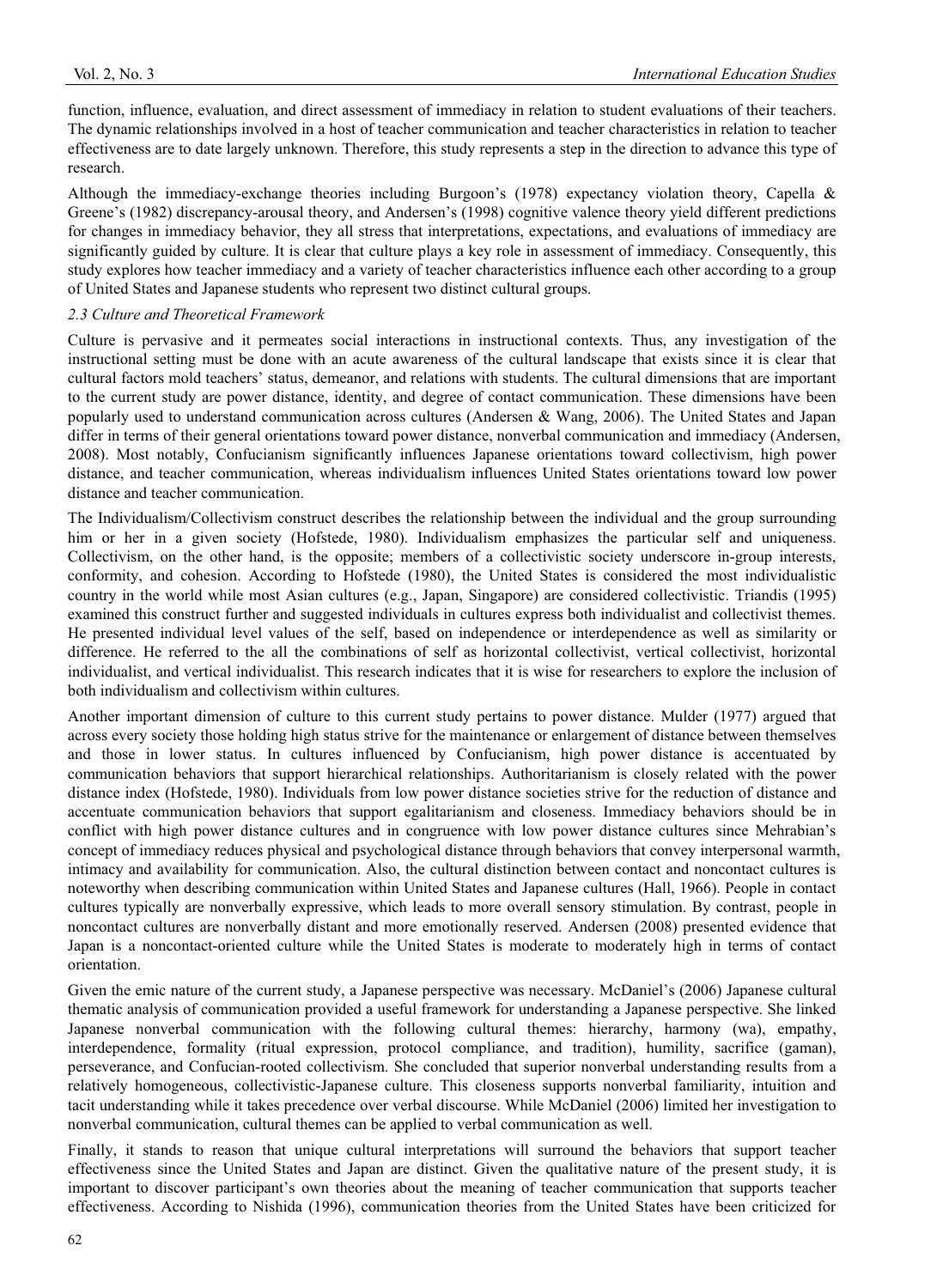function, influence, evaluation, and direct assessment of immediacy in relation to student evaluations of their teachers. The dynamic relationships involved in a host of teacher communication and teacher characteristics in relation to teacher effectiveness are to date largely unknown. Therefore, this study represents a step in the direction to advance this type of research.

Although the immediacy-exchange theories including Burgoon's (1978) expectancy violation theory, Capella & Greene's (1982) discrepancy-arousal theory, and Andersen's (1998) cognitive valence theory yield different predictions for changes in immediacy behavior, they all stress that interpretations, expectations, and evaluations of immediacy are significantly guided by culture. It is clear that culture plays a key role in assessment of immediacy. Consequently, this study explores how teacher immediacy and a variety of teacher characteristics influence each other according to a group of United States and Japanese students who represent two distinct cultural groups.

### *2.3 Culture and Theoretical Framework*

Culture is pervasive and it permeates social interactions in instructional contexts. Thus, any investigation of the instructional setting must be done with an acute awareness of the cultural landscape that exists since it is clear that cultural factors mold teachers' status, demeanor, and relations with students. The cultural dimensions that are important to the current study are power distance, identity, and degree of contact communication. These dimensions have been popularly used to understand communication across cultures (Andersen & Wang, 2006). The United States and Japan differ in terms of their general orientations toward power distance, nonverbal communication and immediacy (Andersen, 2008). Most notably, Confucianism significantly influences Japanese orientations toward collectivism, high power distance, and teacher communication, whereas individualism influences United States orientations toward low power distance and teacher communication.

The Individualism/Collectivism construct describes the relationship between the individual and the group surrounding him or her in a given society (Hofstede, 1980). Individualism emphasizes the particular self and uniqueness. Collectivism, on the other hand, is the opposite; members of a collectivistic society underscore in-group interests, conformity, and cohesion. According to Hofstede (1980), the United States is considered the most individualistic country in the world while most Asian cultures (e.g., Japan, Singapore) are considered collectivistic. Triandis (1995) examined this construct further and suggested individuals in cultures express both individualist and collectivist themes. He presented individual level values of the self, based on independence or interdependence as well as similarity or difference. He referred to the all the combinations of self as horizontal collectivist, vertical collectivist, horizontal individualist, and vertical individualist. This research indicates that it is wise for researchers to explore the inclusion of both individualism and collectivism within cultures.

Another important dimension of culture to this current study pertains to power distance. Mulder (1977) argued that across every society those holding high status strive for the maintenance or enlargement of distance between themselves and those in lower status. In cultures influenced by Confucianism, high power distance is accentuated by communication behaviors that support hierarchical relationships. Authoritarianism is closely related with the power distance index (Hofstede, 1980). Individuals from low power distance societies strive for the reduction of distance and accentuate communication behaviors that support egalitarianism and closeness. Immediacy behaviors should be in conflict with high power distance cultures and in congruence with low power distance cultures since Mehrabian's concept of immediacy reduces physical and psychological distance through behaviors that convey interpersonal warmth, intimacy and availability for communication. Also, the cultural distinction between contact and noncontact cultures is noteworthy when describing communication within United States and Japanese cultures (Hall, 1966). People in contact cultures typically are nonverbally expressive, which leads to more overall sensory stimulation. By contrast, people in noncontact cultures are nonverbally distant and more emotionally reserved. Andersen (2008) presented evidence that Japan is a noncontact-oriented culture while the United States is moderate to moderately high in terms of contact orientation.

Given the emic nature of the current study, a Japanese perspective was necessary. McDaniel's (2006) Japanese cultural thematic analysis of communication provided a useful framework for understanding a Japanese perspective. She linked Japanese nonverbal communication with the following cultural themes: hierarchy, harmony (wa), empathy, interdependence, formality (ritual expression, protocol compliance, and tradition), humility, sacrifice (gaman), perseverance, and Confucian-rooted collectivism. She concluded that superior nonverbal understanding results from a relatively homogeneous, collectivistic-Japanese culture. This closeness supports nonverbal familiarity, intuition and tacit understanding while it takes precedence over verbal discourse. While McDaniel (2006) limited her investigation to nonverbal communication, cultural themes can be applied to verbal communication as well.

Finally, it stands to reason that unique cultural interpretations will surround the behaviors that support teacher effectiveness since the United States and Japan are distinct. Given the qualitative nature of the present study, it is important to discover participant's own theories about the meaning of teacher communication that supports teacher effectiveness. According to Nishida (1996), communication theories from the United States have been criticized for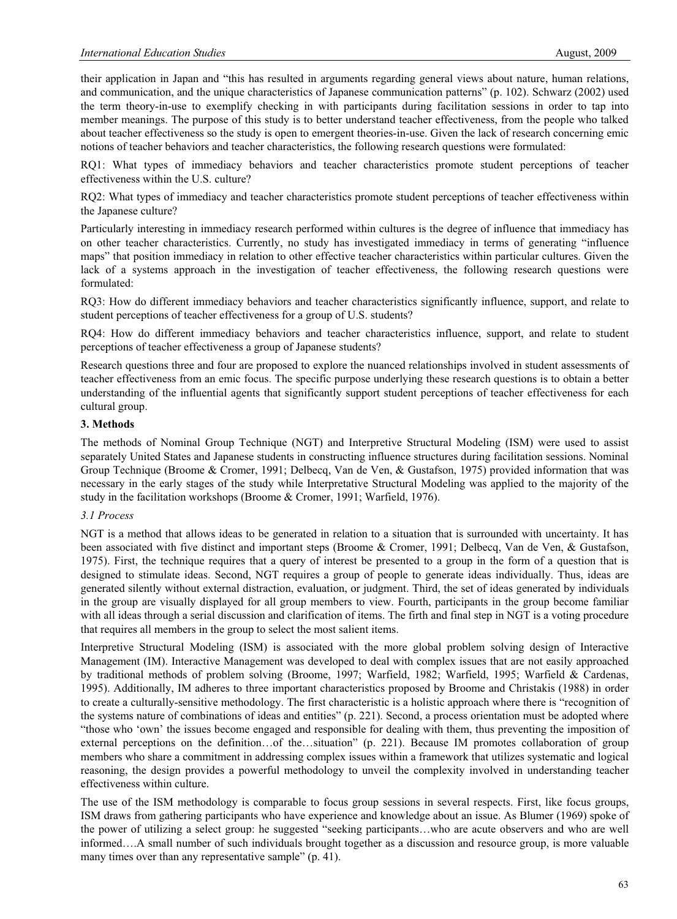their application in Japan and "this has resulted in arguments regarding general views about nature, human relations, and communication, and the unique characteristics of Japanese communication patterns" (p. 102). Schwarz (2002) used the term theory-in-use to exemplify checking in with participants during facilitation sessions in order to tap into member meanings. The purpose of this study is to better understand teacher effectiveness, from the people who talked about teacher effectiveness so the study is open to emergent theories-in-use. Given the lack of research concerning emic notions of teacher behaviors and teacher characteristics, the following research questions were formulated:

RQ1: What types of immediacy behaviors and teacher characteristics promote student perceptions of teacher effectiveness within the U.S. culture?

RQ2: What types of immediacy and teacher characteristics promote student perceptions of teacher effectiveness within the Japanese culture?

Particularly interesting in immediacy research performed within cultures is the degree of influence that immediacy has on other teacher characteristics. Currently, no study has investigated immediacy in terms of generating "influence maps" that position immediacy in relation to other effective teacher characteristics within particular cultures. Given the lack of a systems approach in the investigation of teacher effectiveness, the following research questions were formulated:

RQ3: How do different immediacy behaviors and teacher characteristics significantly influence, support, and relate to student perceptions of teacher effectiveness for a group of U.S. students?

RQ4: How do different immediacy behaviors and teacher characteristics influence, support, and relate to student perceptions of teacher effectiveness a group of Japanese students?

Research questions three and four are proposed to explore the nuanced relationships involved in student assessments of teacher effectiveness from an emic focus. The specific purpose underlying these research questions is to obtain a better understanding of the influential agents that significantly support student perceptions of teacher effectiveness for each cultural group.

## 3. Methods

The methods of Nominal Group Technique (NGT) and Interpretive Structural Modeling (ISM) were used to assist separately United States and Japanese students in constructing influence structures during facilitation sessions. Nominal Group Technique (Broome & Cromer, 1991; Delbecq, Van de Ven, & Gustafson, 1975) provided information that was necessary in the early stages of the study while Interpretative Structural Modeling was applied to the majority of the study in the facilitation workshops (Broome & Cromer, 1991; Warfield, 1976).

### *3.1 Process*

NGT is a method that allows ideas to be generated in relation to a situation that is surrounded with uncertainty. It has been associated with five distinct and important steps (Broome & Cromer, 1991; Delbecq, Van de Ven, & Gustafson, 1975). First, the technique requires that a query of interest be presented to a group in the form of a question that is designed to stimulate ideas. Second, NGT requires a group of people to generate ideas individually. Thus, ideas are generated silently without external distraction, evaluation, or judgment. Third, the set of ideas generated by individuals in the group are visually displayed for all group members to view. Fourth, participants in the group become familiar with all ideas through a serial discussion and clarification of items. The firth and final step in NGT is a voting procedure that requires all members in the group to select the most salient items.

Interpretive Structural Modeling (ISM) is associated with the more global problem solving design of Interactive Management (IM). Interactive Management was developed to deal with complex issues that are not easily approached by traditional methods of problem solving (Broome, 1997; Warfield, 1982; Warfield, 1995; Warfield & Cardenas, 1995). Additionally, IM adheres to three important characteristics proposed by Broome and Christakis (1988) in order to create a culturally-sensitive methodology. The first characteristic is a holistic approach where there is "recognition of the systems nature of combinations of ideas and entities" (p. 221). Second, a process orientation must be adopted where "those who 'own' the issues become engaged and responsible for dealing with them, thus preventing the imposition of external perceptions on the definition…of the…situation" (p. 221). Because IM promotes collaboration of group members who share a commitment in addressing complex issues within a framework that utilizes systematic and logical reasoning, the design provides a powerful methodology to unveil the complexity involved in understanding teacher effectiveness within culture.

The use of the ISM methodology is comparable to focus group sessions in several respects. First, like focus groups, ISM draws from gathering participants who have experience and knowledge about an issue. As Blumer (1969) spoke of the power of utilizing a select group: he suggested "seeking participants…who are acute observers and who are well informed….A small number of such individuals brought together as a discussion and resource group, is more valuable many times over than any representative sample" (p. 41).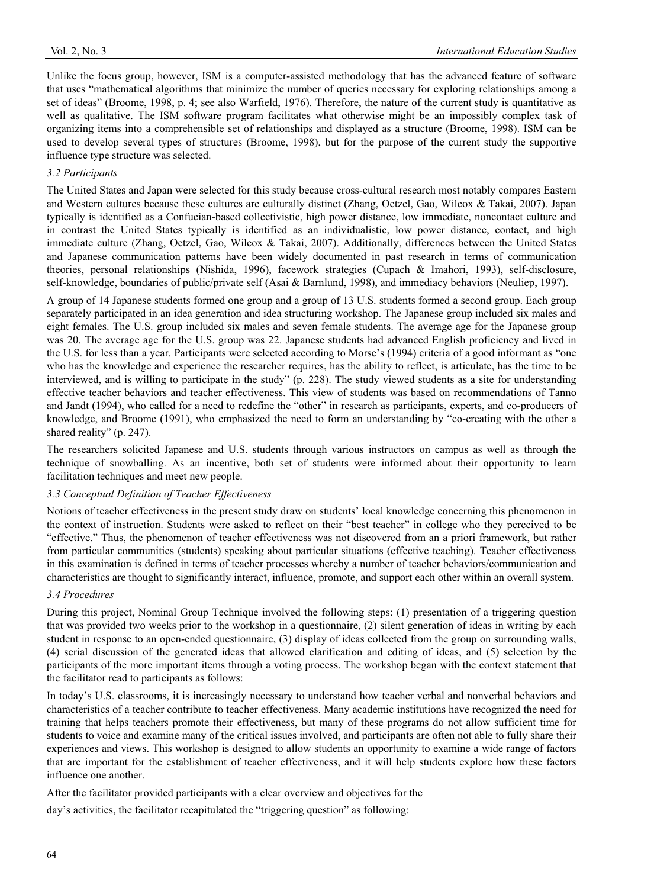Unlike the focus group, however, ISM is a computer-assisted methodology that has the advanced feature of software that uses "mathematical algorithms that minimize the number of queries necessary for exploring relationships among a set of ideas" (Broome, 1998, p. 4; see also Warfield, 1976). Therefore, the nature of the current study is quantitative as well as qualitative. The ISM software program facilitates what otherwise might be an impossibly complex task of organizing items into a comprehensible set of relationships and displayed as a structure (Broome, 1998). ISM can be used to develop several types of structures (Broome, 1998), but for the purpose of the current study the supportive influence type structure was selected.

### *3.2 Participants*

The United States and Japan were selected for this study because cross-cultural research most notably compares Eastern and Western cultures because these cultures are culturally distinct (Zhang, Oetzel, Gao, Wilcox & Takai, 2007). Japan typically is identified as a Confucian-based collectivistic, high power distance, low immediate, noncontact culture and in contrast the United States typically is identified as an individualistic, low power distance, contact, and high immediate culture (Zhang, Oetzel, Gao, Wilcox & Takai, 2007). Additionally, differences between the United States and Japanese communication patterns have been widely documented in past research in terms of communication theories, personal relationships (Nishida, 1996), facework strategies (Cupach & Imahori, 1993), self-disclosure, self-knowledge, boundaries of public/private self (Asai & Barnlund, 1998), and immediacy behaviors (Neuliep, 1997).

A group of 14 Japanese students formed one group and a group of 13 U.S. students formed a second group. Each group separately participated in an idea generation and idea structuring workshop. The Japanese group included six males and eight females. The U.S. group included six males and seven female students. The average age for the Japanese group was 20. The average age for the U.S. group was 22. Japanese students had advanced English proficiency and lived in the U.S. for less than a year. Participants were selected according to Morse's (1994) criteria of a good informant as "one who has the knowledge and experience the researcher requires, has the ability to reflect, is articulate, has the time to be interviewed, and is willing to participate in the study" (p. 228). The study viewed students as a site for understanding effective teacher behaviors and teacher effectiveness. This view of students was based on recommendations of Tanno and Jandt (1994), who called for a need to redefine the "other" in research as participants, experts, and co-producers of knowledge, and Broome (1991), who emphasized the need to form an understanding by "co-creating with the other a shared reality" (p. 247).

The researchers solicited Japanese and U.S. students through various instructors on campus as well as through the technique of snowballing. As an incentive, both set of students were informed about their opportunity to learn facilitation techniques and meet new people.

### *3.3 Conceptual Definition of Teacher Effectiveness*

Notions of teacher effectiveness in the present study draw on students' local knowledge concerning this phenomenon in the context of instruction. Students were asked to reflect on their "best teacher" in college who they perceived to be "effective." Thus, the phenomenon of teacher effectiveness was not discovered from an a priori framework, but rather from particular communities (students) speaking about particular situations (effective teaching). Teacher effectiveness in this examination is defined in terms of teacher processes whereby a number of teacher behaviors/communication and characteristics are thought to significantly interact, influence, promote, and support each other within an overall system.

### *3.4 Procedures*

During this project, Nominal Group Technique involved the following steps: (1) presentation of a triggering question that was provided two weeks prior to the workshop in a questionnaire, (2) silent generation of ideas in writing by each student in response to an open-ended questionnaire, (3) display of ideas collected from the group on surrounding walls, (4) serial discussion of the generated ideas that allowed clarification and editing of ideas, and (5) selection by the participants of the more important items through a voting process. The workshop began with the context statement that the facilitator read to participants as follows:

In today's U.S. classrooms, it is increasingly necessary to understand how teacher verbal and nonverbal behaviors and characteristics of a teacher contribute to teacher effectiveness. Many academic institutions have recognized the need for training that helps teachers promote their effectiveness, but many of these programs do not allow sufficient time for students to voice and examine many of the critical issues involved, and participants are often not able to fully share their experiences and views. This workshop is designed to allow students an opportunity to examine a wide range of factors that are important for the establishment of teacher effectiveness, and it will help students explore how these factors influence one another.

After the facilitator provided participants with a clear overview and objectives for the day's activities, the facilitator recapitulated the "triggering question" as following: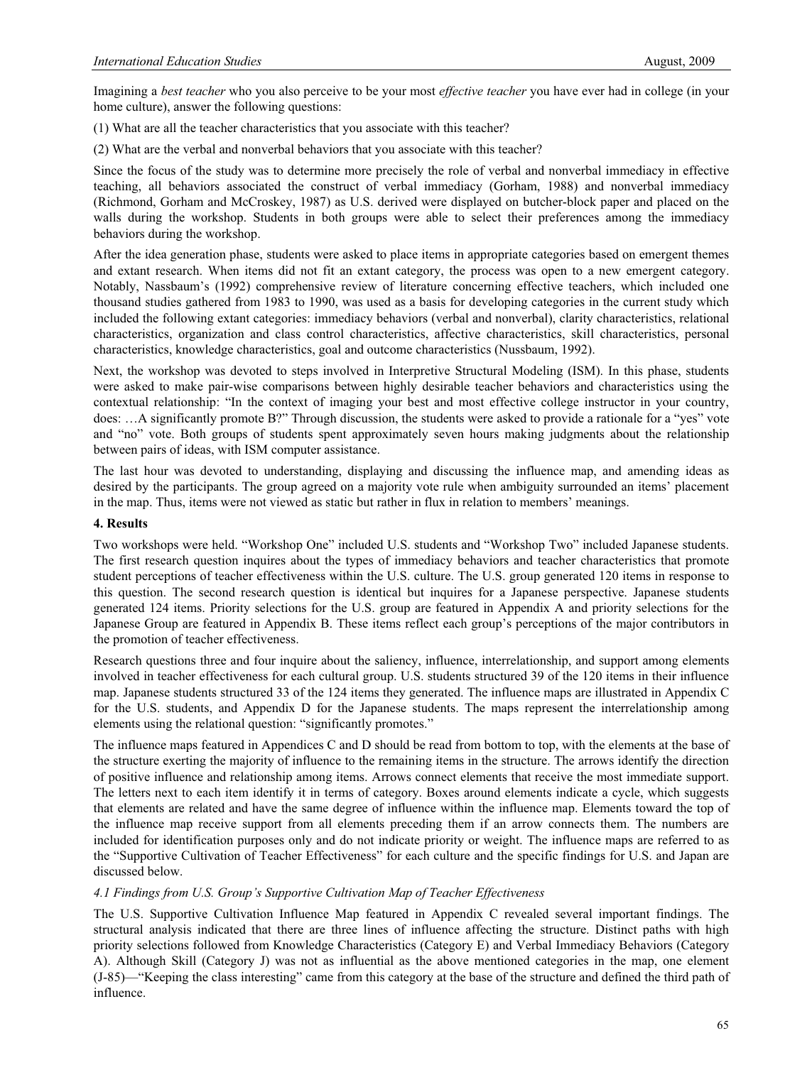Imagining a *best teacher* who you also perceive to be your most *effective teacher* you have ever had in college (in your home culture), answer the following questions:

(1) What are all the teacher characteristics that you associate with this teacher?

(2) What are the verbal and nonverbal behaviors that you associate with this teacher?

Since the focus of the study was to determine more precisely the role of verbal and nonverbal immediacy in effective teaching, all behaviors associated the construct of verbal immediacy (Gorham, 1988) and nonverbal immediacy (Richmond, Gorham and McCroskey, 1987) as U.S. derived were displayed on butcher-block paper and placed on the walls during the workshop. Students in both groups were able to select their preferences among the immediacy behaviors during the workshop.

After the idea generation phase, students were asked to place items in appropriate categories based on emergent themes and extant research. When items did not fit an extant category, the process was open to a new emergent category. Notably, Nassbaum's (1992) comprehensive review of literature concerning effective teachers, which included one thousand studies gathered from 1983 to 1990, was used as a basis for developing categories in the current study which included the following extant categories: immediacy behaviors (verbal and nonverbal), clarity characteristics, relational characteristics, organization and class control characteristics, affective characteristics, skill characteristics, personal characteristics, knowledge characteristics, goal and outcome characteristics (Nussbaum, 1992).

Next, the workshop was devoted to steps involved in Interpretive Structural Modeling (ISM). In this phase, students were asked to make pair-wise comparisons between highly desirable teacher behaviors and characteristics using the contextual relationship: "In the context of imaging your best and most effective college instructor in your country, does: …A significantly promote B?" Through discussion, the students were asked to provide a rationale for a "yes" vote and "no" vote. Both groups of students spent approximately seven hours making judgments about the relationship between pairs of ideas, with ISM computer assistance.

The last hour was devoted to understanding, displaying and discussing the influence map, and amending ideas as desired by the participants. The group agreed on a majority vote rule when ambiguity surrounded an items' placement in the map. Thus, items were not viewed as static but rather in flux in relation to members' meanings.

## 4. Results

Two workshops were held. "Workshop One" included U.S. students and "Workshop Two" included Japanese students. The first research question inquires about the types of immediacy behaviors and teacher characteristics that promote student perceptions of teacher effectiveness within the U.S. culture. The U.S. group generated 120 items in response to this question. The second research question is identical but inquires for a Japanese perspective. Japanese students generated 124 items. Priority selections for the U.S. group are featured in Appendix A and priority selections for the Japanese Group are featured in Appendix B. These items reflect each group's perceptions of the major contributors in the promotion of teacher effectiveness.

Research questions three and four inquire about the saliency, influence, interrelationship, and support among elements involved in teacher effectiveness for each cultural group. U.S. students structured 39 of the 120 items in their influence map. Japanese students structured 33 of the 124 items they generated. The influence maps are illustrated in Appendix C for the U.S. students, and Appendix D for the Japanese students. The maps represent the interrelationship among elements using the relational question: "significantly promotes."

The influence maps featured in Appendices C and D should be read from bottom to top, with the elements at the base of the structure exerting the majority of influence to the remaining items in the structure. The arrows identify the direction of positive influence and relationship among items. Arrows connect elements that receive the most immediate support. The letters next to each item identify it in terms of category. Boxes around elements indicate a cycle, which suggests that elements are related and have the same degree of influence within the influence map. Elements toward the top of the influence map receive support from all elements preceding them if an arrow connects them. The numbers are included for identification purposes only and do not indicate priority or weight. The influence maps are referred to as the "Supportive Cultivation of Teacher Effectiveness" for each culture and the specific findings for U.S. and Japan are discussed below.

### *4.1 Findings from U.S. Group's Supportive Cultivation Map of Teacher Effectiveness*

The U.S. Supportive Cultivation Influence Map featured in Appendix C revealed several important findings. The structural analysis indicated that there are three lines of influence affecting the structure. Distinct paths with high priority selections followed from Knowledge Characteristics (Category E) and Verbal Immediacy Behaviors (Category A). Although Skill (Category J) was not as influential as the above mentioned categories in the map, one element (J-85)—"Keeping the class interesting" came from this category at the base of the structure and defined the third path of influence.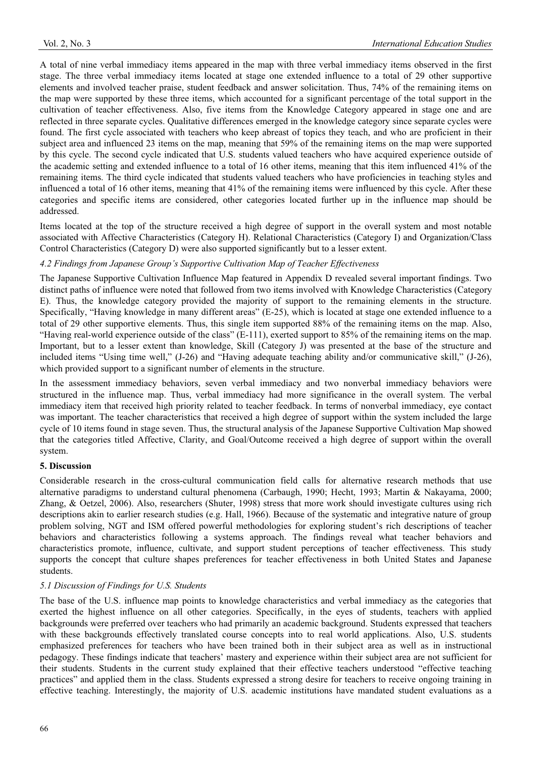A total of nine verbal immediacy items appeared in the map with three verbal immediacy items observed in the first stage. The three verbal immediacy items located at stage one extended influence to a total of 29 other supportive elements and involved teacher praise, student feedback and answer solicitation. Thus, 74% of the remaining items on the map were supported by these three items, which accounted for a significant percentage of the total support in the cultivation of teacher effectiveness. Also, five items from the Knowledge Category appeared in stage one and are reflected in three separate cycles. Qualitative differences emerged in the knowledge category since separate cycles were found. The first cycle associated with teachers who keep abreast of topics they teach, and who are proficient in their subject area and influenced 23 items on the map, meaning that 59% of the remaining items on the map were supported by this cycle. The second cycle indicated that U.S. students valued teachers who have acquired experience outside of the academic setting and extended influence to a total of 16 other items, meaning that this item influenced 41% of the remaining items. The third cycle indicated that students valued teachers who have proficiencies in teaching styles and influenced a total of 16 other items, meaning that 41% of the remaining items were influenced by this cycle. After these categories and specific items are considered, other categories located further up in the influence map should be addressed.

Items located at the top of the structure received a high degree of support in the overall system and most notable associated with Affective Characteristics (Category H). Relational Characteristics (Category I) and Organization/Class Control Characteristics (Category D) were also supported significantly but to a lesser extent.

### *4.2 Findings from Japanese Group's Supportive Cultivation Map of Teacher Effectiveness*

The Japanese Supportive Cultivation Influence Map featured in Appendix D revealed several important findings. Two distinct paths of influence were noted that followed from two items involved with Knowledge Characteristics (Category E). Thus, the knowledge category provided the majority of support to the remaining elements in the structure. Specifically, "Having knowledge in many different areas" (E-25), which is located at stage one extended influence to a total of 29 other supportive elements. Thus, this single item supported 88% of the remaining items on the map. Also, "Having real-world experience outside of the class" (E-111), exerted support to 85% of the remaining items on the map. Important, but to a lesser extent than knowledge, Skill (Category J) was presented at the base of the structure and included items "Using time well," (J-26) and "Having adequate teaching ability and/or communicative skill," (J-26), which provided support to a significant number of elements in the structure.

In the assessment immediacy behaviors, seven verbal immediacy and two nonverbal immediacy behaviors were structured in the influence map. Thus, verbal immediacy had more significance in the overall system. The verbal immediacy item that received high priority related to teacher feedback. In terms of nonverbal immediacy, eye contact was important. The teacher characteristics that received a high degree of support within the system included the large cycle of 10 items found in stage seven. Thus, the structural analysis of the Japanese Supportive Cultivation Map showed that the categories titled Affective, Clarity, and Goal/Outcome received a high degree of support within the overall system.

## 5. Discussion

Considerable research in the cross-cultural communication field calls for alternative research methods that use alternative paradigms to understand cultural phenomena (Carbaugh, 1990; Hecht, 1993; Martin & Nakayama, 2000; Zhang, & Oetzel, 2006). Also, researchers (Shuter, 1998) stress that more work should investigate cultures using rich descriptions akin to earlier research studies (e.g. Hall, 1966). Because of the systematic and integrative nature of group problem solving, NGT and ISM offered powerful methodologies for exploring student's rich descriptions of teacher behaviors and characteristics following a systems approach. The findings reveal what teacher behaviors and characteristics promote, influence, cultivate, and support student perceptions of teacher effectiveness. This study supports the concept that culture shapes preferences for teacher effectiveness in both United States and Japanese students.

### *5.1 Discussion of Findings for U.S. Students*

The base of the U.S. influence map points to knowledge characteristics and verbal immediacy as the categories that exerted the highest influence on all other categories. Specifically, in the eyes of students, teachers with applied backgrounds were preferred over teachers who had primarily an academic background. Students expressed that teachers with these backgrounds effectively translated course concepts into to real world applications. Also, U.S. students emphasized preferences for teachers who have been trained both in their subject area as well as in instructional pedagogy. These findings indicate that teachers' mastery and experience within their subject area are not sufficient for their students. Students in the current study explained that their effective teachers understood "effective teaching practices" and applied them in the class. Students expressed a strong desire for teachers to receive ongoing training in effective teaching. Interestingly, the majority of U.S. academic institutions have mandated student evaluations as a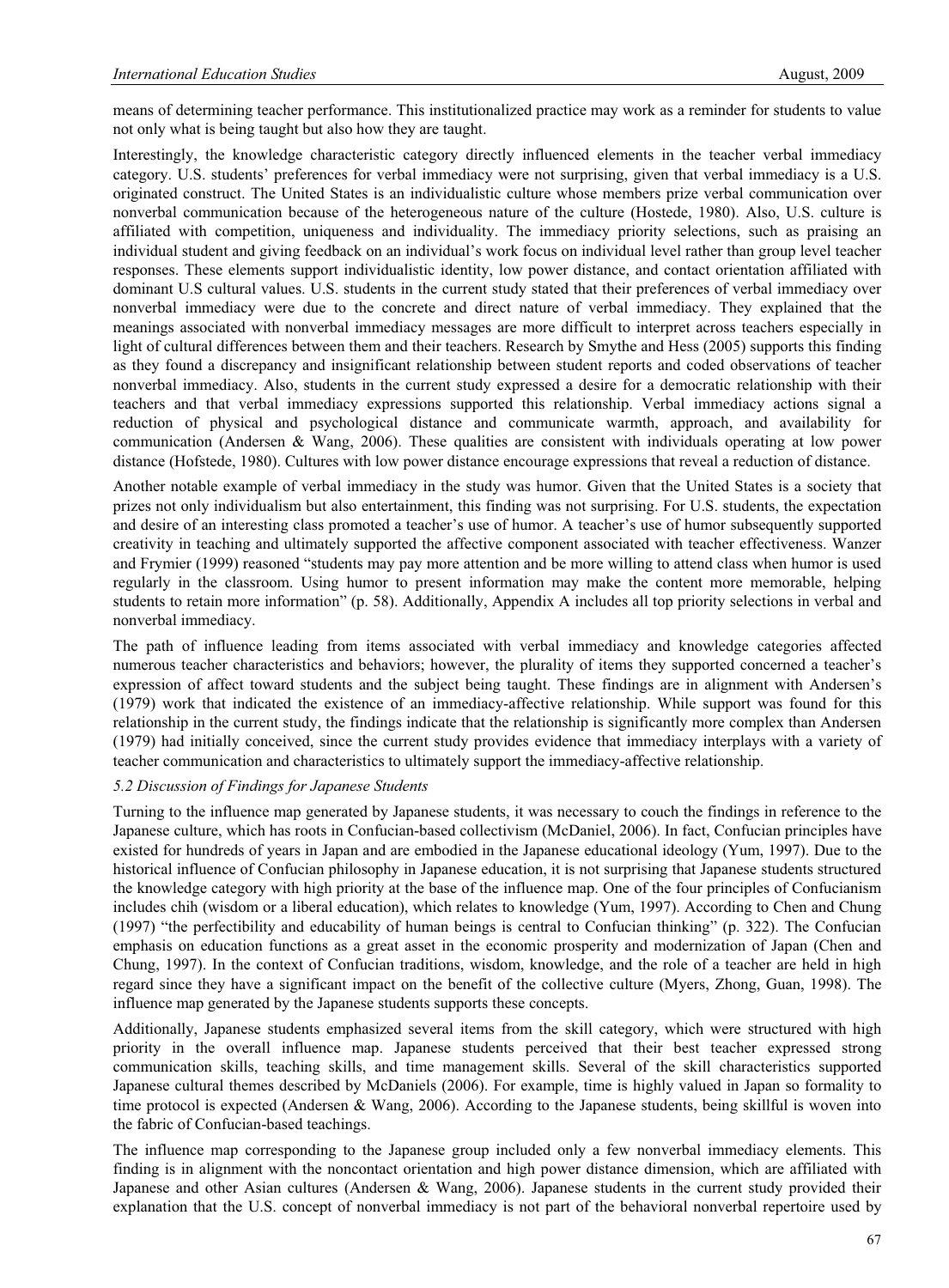means of determining teacher performance. This institutionalized practice may work as a reminder for students to value not only what is being taught but also how they are taught.

Interestingly, the knowledge characteristic category directly influenced elements in the teacher verbal immediacy category. U.S. students' preferences for verbal immediacy were not surprising, given that verbal immediacy is a U.S. originated construct. The United States is an individualistic culture whose members prize verbal communication over nonverbal communication because of the heterogeneous nature of the culture (Hostede, 1980). Also, U.S. culture is affiliated with competition, uniqueness and individuality. The immediacy priority selections, such as praising an individual student and giving feedback on an individual's work focus on individual level rather than group level teacher responses. These elements support individualistic identity, low power distance, and contact orientation affiliated with dominant U.S cultural values. U.S. students in the current study stated that their preferences of verbal immediacy over nonverbal immediacy were due to the concrete and direct nature of verbal immediacy. They explained that the meanings associated with nonverbal immediacy messages are more difficult to interpret across teachers especially in light of cultural differences between them and their teachers. Research by Smythe and Hess (2005) supports this finding as they found a discrepancy and insignificant relationship between student reports and coded observations of teacher nonverbal immediacy. Also, students in the current study expressed a desire for a democratic relationship with their teachers and that verbal immediacy expressions supported this relationship. Verbal immediacy actions signal a reduction of physical and psychological distance and communicate warmth, approach, and availability for communication (Andersen & Wang, 2006). These qualities are consistent with individuals operating at low power distance (Hofstede, 1980). Cultures with low power distance encourage expressions that reveal a reduction of distance.

Another notable example of verbal immediacy in the study was humor. Given that the United States is a society that prizes not only individualism but also entertainment, this finding was not surprising. For U.S. students, the expectation and desire of an interesting class promoted a teacher's use of humor. A teacher's use of humor subsequently supported creativity in teaching and ultimately supported the affective component associated with teacher effectiveness. Wanzer and Frymier (1999) reasoned "students may pay more attention and be more willing to attend class when humor is used regularly in the classroom. Using humor to present information may make the content more memorable, helping students to retain more information" (p. 58). Additionally, Appendix A includes all top priority selections in verbal and nonverbal immediacy.

The path of influence leading from items associated with verbal immediacy and knowledge categories affected numerous teacher characteristics and behaviors; however, the plurality of items they supported concerned a teacher's expression of affect toward students and the subject being taught. These findings are in alignment with Andersen's (1979) work that indicated the existence of an immediacy-affective relationship. While support was found for this relationship in the current study, the findings indicate that the relationship is significantly more complex than Andersen (1979) had initially conceived, since the current study provides evidence that immediacy interplays with a variety of teacher communication and characteristics to ultimately support the immediacy-affective relationship.

### *5.2 Discussion of Findings for Japanese Students*

Turning to the influence map generated by Japanese students, it was necessary to couch the findings in reference to the Japanese culture, which has roots in Confucian-based collectivism (McDaniel, 2006). In fact, Confucian principles have existed for hundreds of years in Japan and are embodied in the Japanese educational ideology (Yum, 1997). Due to the historical influence of Confucian philosophy in Japanese education, it is not surprising that Japanese students structured the knowledge category with high priority at the base of the influence map. One of the four principles of Confucianism includes chih (wisdom or a liberal education), which relates to knowledge (Yum, 1997). According to Chen and Chung (1997) "the perfectibility and educability of human beings is central to Confucian thinking" (p. 322). The Confucian emphasis on education functions as a great asset in the economic prosperity and modernization of Japan (Chen and Chung, 1997). In the context of Confucian traditions, wisdom, knowledge, and the role of a teacher are held in high regard since they have a significant impact on the benefit of the collective culture (Myers, Zhong, Guan, 1998). The influence map generated by the Japanese students supports these concepts.

Additionally, Japanese students emphasized several items from the skill category, which were structured with high priority in the overall influence map. Japanese students perceived that their best teacher expressed strong communication skills, teaching skills, and time management skills. Several of the skill characteristics supported Japanese cultural themes described by McDaniels (2006). For example, time is highly valued in Japan so formality to time protocol is expected (Andersen & Wang, 2006). According to the Japanese students, being skillful is woven into the fabric of Confucian-based teachings.

The influence map corresponding to the Japanese group included only a few nonverbal immediacy elements. This finding is in alignment with the noncontact orientation and high power distance dimension, which are affiliated with Japanese and other Asian cultures (Andersen & Wang, 2006). Japanese students in the current study provided their explanation that the U.S. concept of nonverbal immediacy is not part of the behavioral nonverbal repertoire used by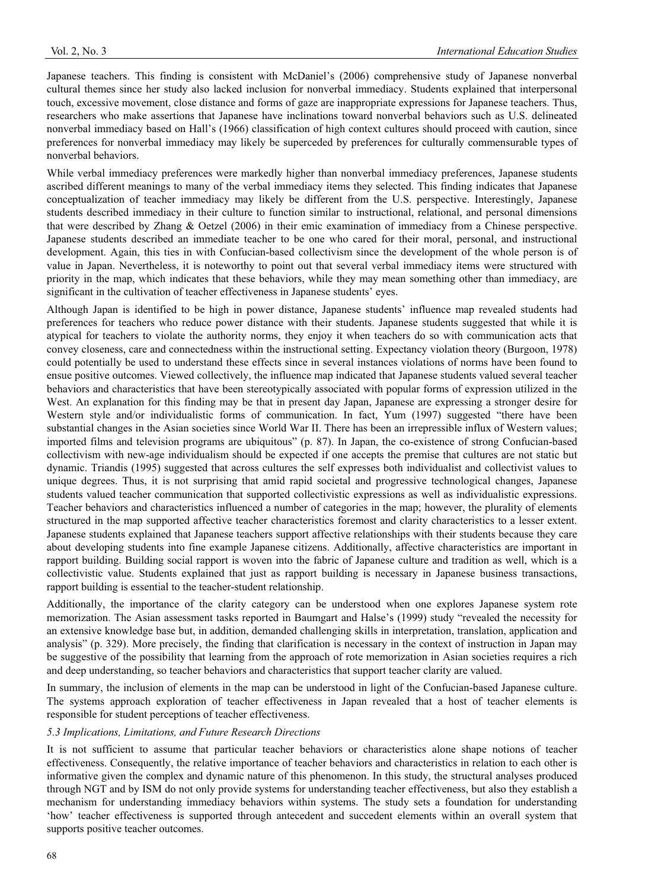Japanese teachers. This finding is consistent with McDaniel's (2006) comprehensive study of Japanese nonverbal cultural themes since her study also lacked inclusion for nonverbal immediacy. Students explained that interpersonal touch, excessive movement, close distance and forms of gaze are inappropriate expressions for Japanese teachers. Thus, researchers who make assertions that Japanese have inclinations toward nonverbal behaviors such as U.S. delineated nonverbal immediacy based on Hall's (1966) classification of high context cultures should proceed with caution, since preferences for nonverbal immediacy may likely be superceded by preferences for culturally commensurable types of nonverbal behaviors.

While verbal immediacy preferences were markedly higher than nonverbal immediacy preferences, Japanese students ascribed different meanings to many of the verbal immediacy items they selected. This finding indicates that Japanese conceptualization of teacher immediacy may likely be different from the U.S. perspective. Interestingly, Japanese students described immediacy in their culture to function similar to instructional, relational, and personal dimensions that were described by Zhang & Oetzel (2006) in their emic examination of immediacy from a Chinese perspective. Japanese students described an immediate teacher to be one who cared for their moral, personal, and instructional development. Again, this ties in with Confucian-based collectivism since the development of the whole person is of value in Japan. Nevertheless, it is noteworthy to point out that several verbal immediacy items were structured with priority in the map, which indicates that these behaviors, while they may mean something other than immediacy, are significant in the cultivation of teacher effectiveness in Japanese students' eyes.

Although Japan is identified to be high in power distance, Japanese students' influence map revealed students had preferences for teachers who reduce power distance with their students. Japanese students suggested that while it is atypical for teachers to violate the authority norms, they enjoy it when teachers do so with communication acts that convey closeness, care and connectedness within the instructional setting. Expectancy violation theory (Burgoon, 1978) could potentially be used to understand these effects since in several instances violations of norms have been found to ensue positive outcomes. Viewed collectively, the influence map indicated that Japanese students valued several teacher behaviors and characteristics that have been stereotypically associated with popular forms of expression utilized in the West. An explanation for this finding may be that in present day Japan, Japanese are expressing a stronger desire for Western style and/or individualistic forms of communication. In fact, Yum (1997) suggested "there have been substantial changes in the Asian societies since World War II. There has been an irrepressible influx of Western values; imported films and television programs are ubiquitous" (p. 87). In Japan, the co-existence of strong Confucian-based collectivism with new-age individualism should be expected if one accepts the premise that cultures are not static but dynamic. Triandis (1995) suggested that across cultures the self expresses both individualist and collectivist values to unique degrees. Thus, it is not surprising that amid rapid societal and progressive technological changes, Japanese students valued teacher communication that supported collectivistic expressions as well as individualistic expressions. Teacher behaviors and characteristics influenced a number of categories in the map; however, the plurality of elements structured in the map supported affective teacher characteristics foremost and clarity characteristics to a lesser extent. Japanese students explained that Japanese teachers support affective relationships with their students because they care about developing students into fine example Japanese citizens. Additionally, affective characteristics are important in rapport building. Building social rapport is woven into the fabric of Japanese culture and tradition as well, which is a collectivistic value. Students explained that just as rapport building is necessary in Japanese business transactions, rapport building is essential to the teacher-student relationship.

Additionally, the importance of the clarity category can be understood when one explores Japanese system rote memorization. The Asian assessment tasks reported in Baumgart and Halse's (1999) study "revealed the necessity for an extensive knowledge base but, in addition, demanded challenging skills in interpretation, translation, application and analysis" (p. 329). More precisely, the finding that clarification is necessary in the context of instruction in Japan may be suggestive of the possibility that learning from the approach of rote memorization in Asian societies requires a rich and deep understanding, so teacher behaviors and characteristics that support teacher clarity are valued.

In summary, the inclusion of elements in the map can be understood in light of the Confucian-based Japanese culture. The systems approach exploration of teacher effectiveness in Japan revealed that a host of teacher elements is responsible for student perceptions of teacher effectiveness.

### *5.3 Implications, Limitations, and Future Research Directions*

It is not sufficient to assume that particular teacher behaviors or characteristics alone shape notions of teacher effectiveness. Consequently, the relative importance of teacher behaviors and characteristics in relation to each other is informative given the complex and dynamic nature of this phenomenon. In this study, the structural analyses produced through NGT and by ISM do not only provide systems for understanding teacher effectiveness, but also they establish a mechanism for understanding immediacy behaviors within systems. The study sets a foundation for understanding 'how' teacher effectiveness is supported through antecedent and succedent elements within an overall system that supports positive teacher outcomes.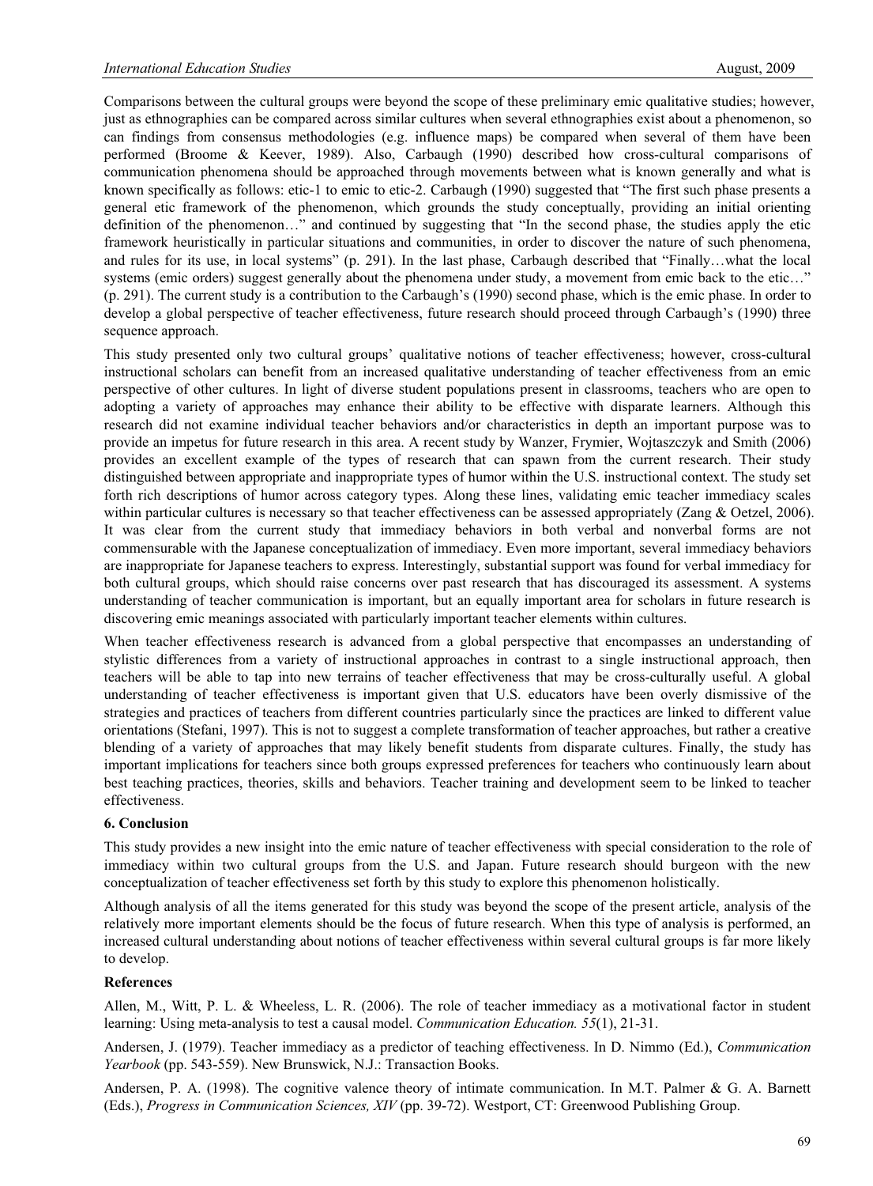Comparisons between the cultural groups were beyond the scope of these preliminary emic qualitative studies; however, just as ethnographies can be compared across similar cultures when several ethnographies exist about a phenomenon, so can findings from consensus methodologies (e.g. influence maps) be compared when several of them have been performed (Broome & Keever, 1989). Also, Carbaugh (1990) described how cross-cultural comparisons of communication phenomena should be approached through movements between what is known generally and what is known specifically as follows: etic-1 to emic to etic-2. Carbaugh (1990) suggested that "The first such phase presents a general etic framework of the phenomenon, which grounds the study conceptually, providing an initial orienting definition of the phenomenon…" and continued by suggesting that "In the second phase, the studies apply the etic framework heuristically in particular situations and communities, in order to discover the nature of such phenomena, and rules for its use, in local systems" (p. 291). In the last phase, Carbaugh described that "Finally…what the local systems (emic orders) suggest generally about the phenomena under study, a movement from emic back to the etic…" (p. 291). The current study is a contribution to the Carbaugh's (1990) second phase, which is the emic phase. In order to develop a global perspective of teacher effectiveness, future research should proceed through Carbaugh's (1990) three sequence approach.

This study presented only two cultural groups' qualitative notions of teacher effectiveness; however, cross-cultural instructional scholars can benefit from an increased qualitative understanding of teacher effectiveness from an emic perspective of other cultures. In light of diverse student populations present in classrooms, teachers who are open to adopting a variety of approaches may enhance their ability to be effective with disparate learners. Although this research did not examine individual teacher behaviors and/or characteristics in depth an important purpose was to provide an impetus for future research in this area. A recent study by Wanzer, Frymier, Wojtaszczyk and Smith (2006) provides an excellent example of the types of research that can spawn from the current research. Their study distinguished between appropriate and inappropriate types of humor within the U.S. instructional context. The study set forth rich descriptions of humor across category types. Along these lines, validating emic teacher immediacy scales within particular cultures is necessary so that teacher effectiveness can be assessed appropriately (Zang & Oetzel, 2006). It was clear from the current study that immediacy behaviors in both verbal and nonverbal forms are not commensurable with the Japanese conceptualization of immediacy. Even more important, several immediacy behaviors are inappropriate for Japanese teachers to express. Interestingly, substantial support was found for verbal immediacy for both cultural groups, which should raise concerns over past research that has discouraged its assessment. A systems understanding of teacher communication is important, but an equally important area for scholars in future research is discovering emic meanings associated with particularly important teacher elements within cultures.

When teacher effectiveness research is advanced from a global perspective that encompasses an understanding of stylistic differences from a variety of instructional approaches in contrast to a single instructional approach, then teachers will be able to tap into new terrains of teacher effectiveness that may be cross-culturally useful. A global understanding of teacher effectiveness is important given that U.S. educators have been overly dismissive of the strategies and practices of teachers from different countries particularly since the practices are linked to different value orientations (Stefani, 1997). This is not to suggest a complete transformation of teacher approaches, but rather a creative blending of a variety of approaches that may likely benefit students from disparate cultures. Finally, the study has important implications for teachers since both groups expressed preferences for teachers who continuously learn about best teaching practices, theories, skills and behaviors. Teacher training and development seem to be linked to teacher effectiveness.

## 6. Conclusion

This study provides a new insight into the emic nature of teacher effectiveness with special consideration to the role of immediacy within two cultural groups from the U.S. and Japan. Future research should burgeon with the new conceptualization of teacher effectiveness set forth by this study to explore this phenomenon holistically.

Although analysis of all the items generated for this study was beyond the scope of the present article, analysis of the relatively more important elements should be the focus of future research. When this type of analysis is performed, an increased cultural understanding about notions of teacher effectiveness within several cultural groups is far more likely to develop.

## References

Allen, M., Witt, P. L. & Wheeless, L. R. (2006). The role of teacher immediacy as a motivational factor in student learning: Using meta-analysis to test a causal model. *Communication Education. 55*(1), 21-31.

Andersen, J. (1979). Teacher immediacy as a predictor of teaching effectiveness. In D. Nimmo (Ed.), *Communication Yearbook* (pp. 543-559). New Brunswick, N.J.: Transaction Books.

Andersen, P. A. (1998). The cognitive valence theory of intimate communication. In M.T. Palmer & G. A. Barnett (Eds.), *Progress in Communication Sciences, XIV* (pp. 39-72). Westport, CT: Greenwood Publishing Group.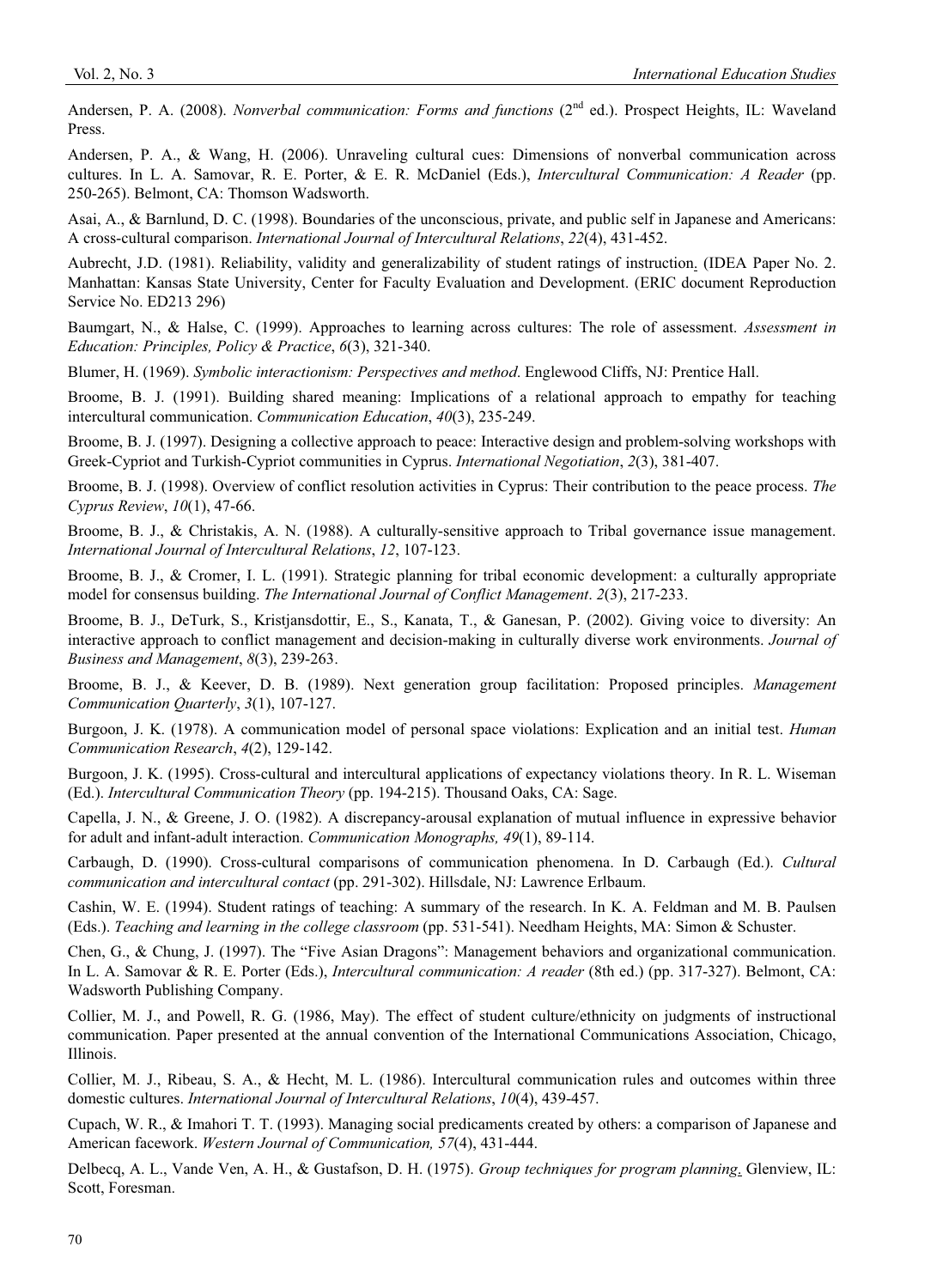Andersen, P. A. (2008). *Nonverbal communication: Forms and functions* (2nd ed.). Prospect Heights, IL: Waveland Press.

Andersen, P. A., & Wang, H. (2006). Unraveling cultural cues: Dimensions of nonverbal communication across cultures. In L. A. Samovar, R. E. Porter, & E. R. McDaniel (Eds.), *Intercultural Communication: A Reader* (pp. 250-265). Belmont, CA: Thomson Wadsworth.

Asai, A., & Barnlund, D. C. (1998). Boundaries of the unconscious, private, and public self in Japanese and Americans: A cross-cultural comparison. *International Journal of Intercultural Relations*, *22*(4), 431-452.

Aubrecht, J.D. (1981). Reliability, validity and generalizability of student ratings of instruction. (IDEA Paper No. 2. Manhattan: Kansas State University, Center for Faculty Evaluation and Development. (ERIC document Reproduction Service No. ED213 296)

Baumgart, N., & Halse, C. (1999). Approaches to learning across cultures: The role of assessment. *Assessment in Education: Principles, Policy & Practice*, *6*(3), 321-340.

Blumer, H. (1969). *Symbolic interactionism: Perspectives and method*. Englewood Cliffs, NJ: Prentice Hall.

Broome, B. J. (1991). Building shared meaning: Implications of a relational approach to empathy for teaching intercultural communication. *Communication Education*, *40*(3), 235-249.

Broome, B. J. (1997). Designing a collective approach to peace: Interactive design and problem-solving workshops with Greek-Cypriot and Turkish-Cypriot communities in Cyprus. *International Negotiation*, *2*(3), 381-407.

Broome, B. J. (1998). Overview of conflict resolution activities in Cyprus: Their contribution to the peace process. *The Cyprus Review*, *10*(1), 47-66.

Broome, B. J., & Christakis, A. N. (1988). A culturally-sensitive approach to Tribal governance issue management. *International Journal of Intercultural Relations*, *12*, 107-123.

Broome, B. J., & Cromer, I. L. (1991). Strategic planning for tribal economic development: a culturally appropriate model for consensus building. *The International Journal of Conflict Management*. *2*(3), 217-233.

Broome, B. J., DeTurk, S., Kristjansdottir, E., S., Kanata, T., & Ganesan, P. (2002). Giving voice to diversity: An interactive approach to conflict management and decision-making in culturally diverse work environments. *Journal of Business and Management*, *8*(3), 239-263.

Broome, B. J., & Keever, D. B. (1989). Next generation group facilitation: Proposed principles. *Management Communication Quarterly*, *3*(1), 107-127.

Burgoon, J. K. (1978). A communication model of personal space violations: Explication and an initial test. *Human Communication Research*, *4*(2), 129-142.

Burgoon, J. K. (1995). Cross-cultural and intercultural applications of expectancy violations theory. In R. L. Wiseman (Ed.). *Intercultural Communication Theory* (pp. 194-215). Thousand Oaks, CA: Sage.

Capella, J. N., & Greene, J. O. (1982). A discrepancy-arousal explanation of mutual influence in expressive behavior for adult and infant-adult interaction. *Communication Monographs, 49*(1), 89-114.

Carbaugh, D. (1990). Cross-cultural comparisons of communication phenomena. In D. Carbaugh (Ed.). *Cultural communication and intercultural contact* (pp. 291-302). Hillsdale, NJ: Lawrence Erlbaum.

Cashin, W. E. (1994). Student ratings of teaching: A summary of the research. In K. A. Feldman and M. B. Paulsen (Eds.). *Teaching and learning in the college classroom* (pp. 531-541). Needham Heights, MA: Simon & Schuster.

Chen, G., & Chung, J. (1997). The "Five Asian Dragons": Management behaviors and organizational communication. In L. A. Samovar & R. E. Porter (Eds.), *Intercultural communication: A reader* (8th ed.) (pp. 317-327). Belmont, CA: Wadsworth Publishing Company.

Collier, M. J., and Powell, R. G. (1986, May). The effect of student culture/ethnicity on judgments of instructional communication. Paper presented at the annual convention of the International Communications Association, Chicago, Illinois.

Collier, M. J., Ribeau, S. A., & Hecht, M. L. (1986). Intercultural communication rules and outcomes within three domestic cultures. *International Journal of Intercultural Relations*, *10*(4), 439-457.

Cupach, W. R., & Imahori T. T. (1993). Managing social predicaments created by others: a comparison of Japanese and American facework. *Western Journal of Communication, 57*(4), 431-444.

Delbecq, A. L., Vande Ven, A. H., & Gustafson, D. H. (1975). *Group techniques for program planning*. Glenview, IL: Scott, Foresman.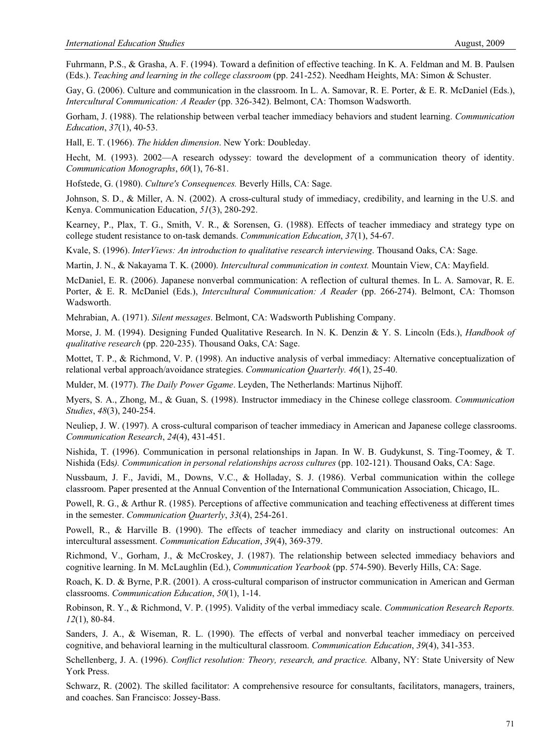Fuhrmann, P.S., & Grasha, A. F. (1994). Toward a definition of effective teaching. In K. A. Feldman and M. B. Paulsen (Eds.). *Teaching and learning in the college classroom* (pp. 241-252). Needham Heights, MA: Simon & Schuster.

Gay, G. (2006). Culture and communication in the classroom. In L. A. Samovar, R. E. Porter, & E. R. McDaniel (Eds.), *Intercultural Communication: A Reader* (pp. 326-342). Belmont, CA: Thomson Wadsworth.

Gorham, J. (1988). The relationship between verbal teacher immediacy behaviors and student learning. *Communication Education*, *37*(1), 40-53.

Hall, E. T. (1966). *The hidden dimension*. New York: Doubleday.

Hecht, M. (1993). 2002—A research odyssey: toward the development of a communication theory of identity. *Communication Monographs*, *60*(1), 76-81.

Hofstede, G. (1980). *Culture's Consequences.* Beverly Hills, CA: Sage.

Johnson, S. D., & Miller, A. N. (2002). A cross-cultural study of immediacy, credibility, and learning in the U.S. and Kenya. Communication Education, *51*(3), 280-292.

Kearney, P., Plax, T. G., Smith, V. R., & Sorensen, G. (1988). Effects of teacher immediacy and strategy type on college student resistance to on-task demands. *Communication Education*, *37*(1), 54-67.

Kvale, S. (1996). *InterViews: An introduction to qualitative research interviewing*. Thousand Oaks, CA: Sage.

Martin, J. N., & Nakayama T. K. (2000). *Intercultural communication in context.* Mountain View, CA: Mayfield.

McDaniel, E. R. (2006). Japanese nonverbal communication: A reflection of cultural themes. In L. A. Samovar, R. E. Porter, & E. R. McDaniel (Eds.), *Intercultural Communication: A Reader* (pp. 266-274). Belmont, CA: Thomson Wadsworth.

Mehrabian, A. (1971). *Silent messages*. Belmont, CA: Wadsworth Publishing Company.

Morse, J. M. (1994). Designing Funded Qualitative Research. In N. K. Denzin & Y. S. Lincoln (Eds.), *Handbook of qualitative research* (pp. 220-235). Thousand Oaks, CA: Sage.

Mottet, T. P., & Richmond, V. P. (1998). An inductive analysis of verbal immediacy: Alternative conceptualization of relational verbal approach/avoidance strategies. *Communication Quarterly. 46*(1), 25-40.

Mulder, M. (1977). *The Daily Power Ggame*. Leyden, The Netherlands: Martinus Nijhoff.

Myers, S. A., Zhong, M., & Guan, S. (1998). Instructor immediacy in the Chinese college classroom. *Communication Studies*, *48*(3), 240-254.

Neuliep, J. W. (1997). A cross-cultural comparison of teacher immediacy in American and Japanese college classrooms. *Communication Research*, *24*(4), 431-451.

Nishida, T. (1996). Communication in personal relationships in Japan. In W. B. Gudykunst, S. Ting-Toomey, & T. Nishida (Eds*). Communication in personal relationships across cultures* (pp. 102-121). Thousand Oaks, CA: Sage.

Nussbaum, J. F., Javidi, M., Downs, V.C., & Holladay, S. J. (1986). Verbal communication within the college classroom. Paper presented at the Annual Convention of the International Communication Association, Chicago, IL.

Powell, R. G., & Arthur R. (1985). Perceptions of affective communication and teaching effectiveness at different times in the semester. *Communication Quarterly*, *33*(4), 254-261.

Powell, R., & Harville B. (1990). The effects of teacher immediacy and clarity on instructional outcomes: An intercultural assessment. *Communication Education*, *39*(4), 369-379.

Richmond, V., Gorham, J., & McCroskey, J. (1987). The relationship between selected immediacy behaviors and cognitive learning. In M. McLaughlin (Ed.), *Communication Yearbook* (pp. 574-590). Beverly Hills, CA: Sage.

Roach, K. D. & Byrne, P.R. (2001). A cross-cultural comparison of instructor communication in American and German classrooms. *Communication Education*, *50*(1), 1-14.

Robinson, R. Y., & Richmond, V. P. (1995). Validity of the verbal immediacy scale. *Communication Research Reports. 12*(1), 80-84.

Sanders, J. A., & Wiseman, R. L. (1990). The effects of verbal and nonverbal teacher immediacy on perceived cognitive, and behavioral learning in the multicultural classroom. *Communication Education*, *39*(4), 341-353.

Schellenberg, J. A. (1996). *Conflict resolution: Theory, research, and practice.* Albany, NY: State University of New York Press.

Schwarz, R. (2002). The skilled facilitator: A comprehensive resource for consultants, facilitators, managers, trainers, and coaches. San Francisco: Jossey-Bass.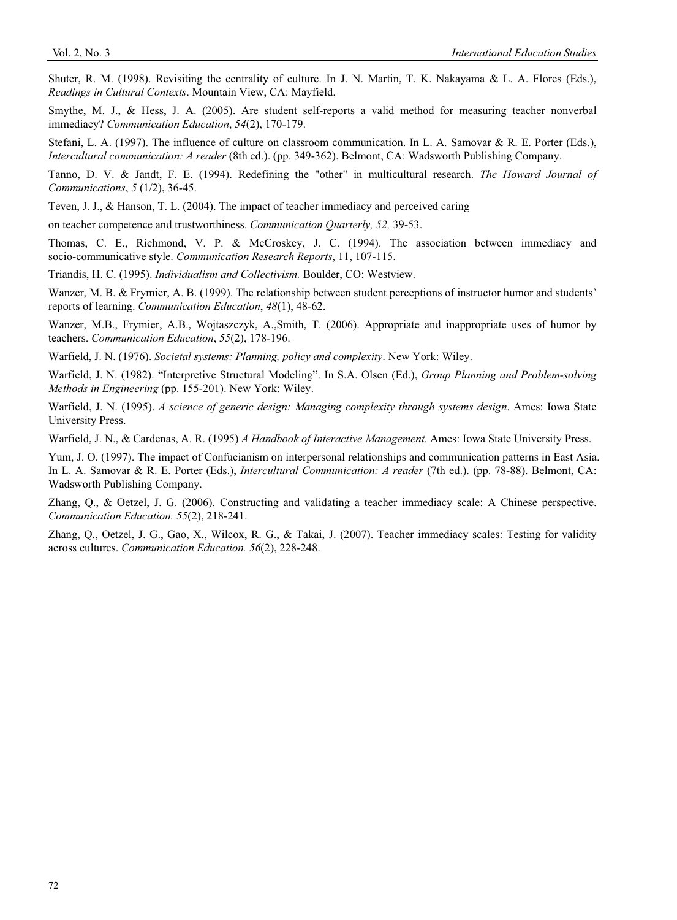Shuter, R. M. (1998). Revisiting the centrality of culture. In J. N. Martin, T. K. Nakayama & L. A. Flores (Eds.), *Readings in Cultural Contexts*. Mountain View, CA: Mayfield.

Smythe, M. J., & Hess, J. A. (2005). Are student self-reports a valid method for measuring teacher nonverbal immediacy? *Communication Education*, *54*(2), 170-179.

Stefani, L. A. (1997). The influence of culture on classroom communication. In L. A. Samovar & R. E. Porter (Eds.), *Intercultural communication: A reader* (8th ed.). (pp. 349-362). Belmont, CA: Wadsworth Publishing Company.

Tanno, D. V. & Jandt, F. E. (1994). Redefining the "other" in multicultural research. *The Howard Journal of Communications*, *5* (1/2), 36-45.

Teven, J. J., & Hanson, T. L. (2004). The impact of teacher immediacy and perceived caring

on teacher competence and trustworthiness. *Communication Quarterly, 52,* 39-53.

Thomas, C. E., Richmond, V. P. & McCroskey, J. C. (1994). The association between immediacy and socio-communicative style. *Communication Research Reports*, 11, 107-115.

Triandis, H. C. (1995). *Individualism and Collectivism.* Boulder, CO: Westview.

Wanzer, M. B. & Frymier, A. B. (1999). The relationship between student perceptions of instructor humor and students' reports of learning. *Communication Education*, *48*(1), 48-62.

Wanzer, M.B., Frymier, A.B., Wojtaszczyk, A.,Smith, T. (2006). Appropriate and inappropriate uses of humor by teachers. *Communication Education*, *55*(2), 178-196.

Warfield, J. N. (1976). *Societal systems: Planning, policy and complexity*. New York: Wiley.

Warfield, J. N. (1982). "Interpretive Structural Modeling". In S.A. Olsen (Ed.), *Group Planning and Problem-solving Methods in Engineering* (pp. 155-201). New York: Wiley.

Warfield, J. N. (1995). *A science of generic design: Managing complexity through systems design*. Ames: Iowa State University Press.

Warfield, J. N., & Cardenas, A. R. (1995) *A Handbook of Interactive Management*. Ames: Iowa State University Press.

Yum, J. O. (1997). The impact of Confucianism on interpersonal relationships and communication patterns in East Asia. In L. A. Samovar & R. E. Porter (Eds.), *Intercultural Communication: A reader* (7th ed.). (pp. 78-88). Belmont, CA: Wadsworth Publishing Company.

Zhang, Q., & Oetzel, J. G. (2006). Constructing and validating a teacher immediacy scale: A Chinese perspective. *Communication Education. 55*(2), 218-241.

Zhang, Q., Oetzel, J. G., Gao, X., Wilcox, R. G., & Takai, J. (2007). Teacher immediacy scales: Testing for validity across cultures. *Communication Education. 56*(2), 228-248.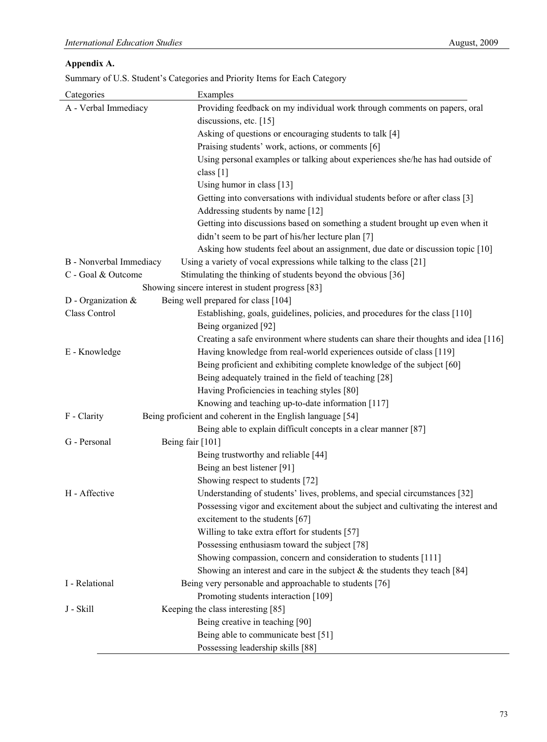**Appendix A.**

Summary of U.S. Student's Categories and Priority Items for Each Category

| Categories | Examples |
|---|---|
| A - Verbal Immediacy | Providing feedback on my individual work through comments on papers, oral discussions, etc. [15] |
| | Asking of questions or encouraging students to talk [4] |
| | Praising students' work, actions, or comments [6] |
| | Using personal examples or talking about experiences she/he has had outside of class [1] |
| | Using humor in class [13] |
| | Getting into conversations with individual students before or after class [3] |
| | Addressing students by name [12] |
| | Getting into discussions based on something a student brought up even when it didn't seem to be part of his/her lecture plan [7] |
| | Asking how students feel about an assignment, due date or discussion topic [10] |
| B - Nonverbal Immediacy | Using a variety of vocal expressions while talking to the class [21] |
| C - Goal & Outcome | Stimulating the thinking of students beyond the obvious [36] |
| | Showing sincere interest in student progress [83] |
| D - Organization & Class Control | Being well prepared for class [104] |
| | Establishing, goals, guidelines, policies, and procedures for the class [110] |
| | Being organized [92] |
| | Creating a safe environment where students can share their thoughts and idea [116] |
| E - Knowledge | Having knowledge from real-world experiences outside of class [119] |
| | Being proficient and exhibiting complete knowledge of the subject [60] |
| | Being adequately trained in the field of teaching [28] |
| | Having Proficiencies in teaching styles [80] |
| | Knowing and teaching up-to-date information [117] |
| F - Clarity | Being proficient and coherent in the English language [54] |
| | Being able to explain difficult concepts in a clear manner [87] |
| G - Personal | Being fair [101] |
| | Being trustworthy and reliable [44] |
| | Being an best listener [91] |
| | Showing respect to students [72] |
| H - Affective | Understanding of students' lives, problems, and special circumstances [32] |
| | Possessing vigor and excitement about the subject and cultivating the interest and excitement to the students [67] |
| | Willing to take extra effort for students [57] |
| | Possessing enthusiasm toward the subject [78] |
| | Showing compassion, concern and consideration to students [111] |
| | Showing an interest and care in the subject & the students they teach [84] |
| I - Relational | Being very personable and approachable to students [76] |
| | Promoting students interaction [109] |
| J - Skill | Keeping the class interesting [85] |
| | Being creative in teaching [90] |
| | Being able to communicate best [51] |
| | Possessing leadership skills [88] |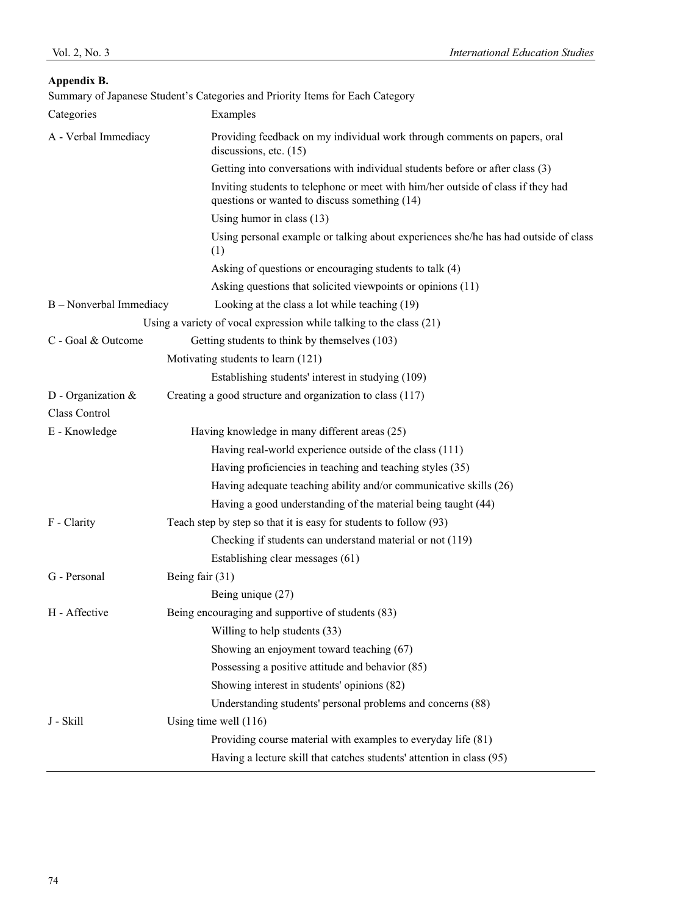**Appendix B.**

Summary of Japanese Student's Categories and Priority Items for Each Category

| Categories | Examples |
|---|---|
| A - Verbal Immediacy | Providing feedback on my individual work through comments on papers, oral discussions, etc. (15) |
| | Getting into conversations with individual students before or after class (3) |
| | Inviting students to telephone or meet with him/her outside of class if they had questions or wanted to discuss something (14) |
| | Using humor in class (13) |
| | Using personal example or talking about experiences she/he has had outside of class (1) |
| | Asking of questions or encouraging students to talk (4) |
| | Asking questions that solicited viewpoints or opinions (11) |
| B – Nonverbal Immediacy | Looking at the class a lot while teaching (19) |
| | Using a variety of vocal expression while talking to the class (21) |
| C - Goal & Outcome | Getting students to think by themselves (103) |
| | Motivating students to learn (121) |
| | Establishing students' interest in studying (109) |
| D - Organization & Class Control | Creating a good structure and organization to class (117) |
| E - Knowledge | Having knowledge in many different areas (25) |
| | Having real-world experience outside of the class (111) |
| | Having proficiencies in teaching and teaching styles (35) |
| | Having adequate teaching ability and/or communicative skills (26) |
| | Having a good understanding of the material being taught (44) |
| F - Clarity | Teach step by step so that it is easy for students to follow (93) |
| | Checking if students can understand material or not (119) |
| | Establishing clear messages (61) |
| G - Personal | Being fair (31) |
| | Being unique (27) |
| H - Affective | Being encouraging and supportive of students (83) |
| | Willing to help students (33) |
| | Showing an enjoyment toward teaching (67) |
| | Possessing a positive attitude and behavior (85) |
| | Showing interest in students' opinions (82) |
| | Understanding students' personal problems and concerns (88) |
| J - Skill | Using time well (116) |
| | Providing course material with examples to everyday life (81) |
| | Having a lecture skill that catches students' attention in class (95) |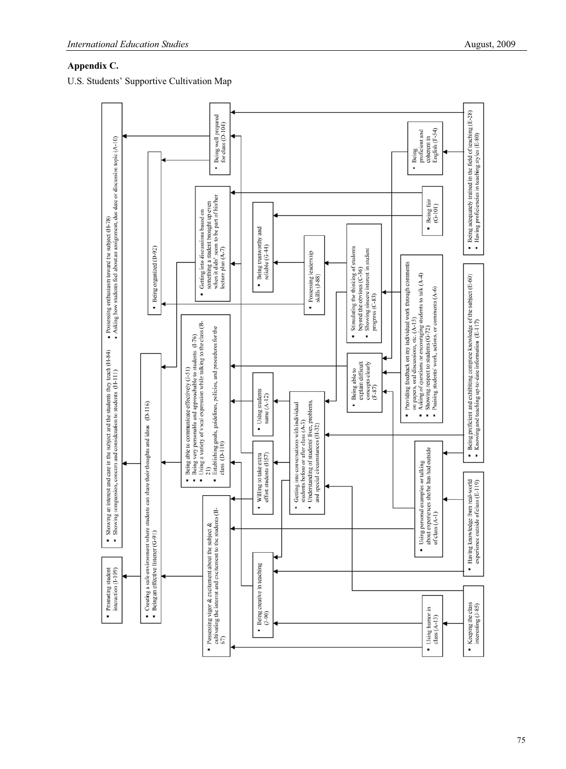## Appendix C.

U.S. Students' Supportive Cultivation Map

- Promoting student interaction (I-109)
- Showing an interest and care in the subject and the students they teach (H-84)
- Showing compassion, concern and consideration to students (H-111)
- Possessing enthusiasm toward the subject (H-78)
- Asking how students feel about an assignment, due date or discussion topic (A-10)
- Creating a safe environment where students can share their thoughts and ideas (D-116)
- Being an effective listener (G-91)
- Being organized (D-92)
- Being well prepared for class (D-104)
- Possessing vigor & excitement about the subject & cultivating the interest and excitement to the students (H-67)
- Being able to communicate effectively (J-51)
- Being very personable and approachable to students (I-76)
- Using a variety of vocal expression while talking to the class (B-21)
- Establishing goals, guidelines, policies, and procedures for the class (D-110)
- Getting into discussions based on something a student brought up even when it didn't seem to be part of his/her lecture plan (A-7)
- Being creative in teaching (J-90)
- Willing to take extra effort students (I-57)
- Using students name (A-12)
- Being trustworthy and reliable (G-44)
- Getting into conversations with individual students before or after class (A-3)
- Understanding of students' lives, problems, and special circumstances (H-32)
- Possessing leadership skills (J-88)
- Being able to explain difficult concepts clearly (F-87)
- Stimulating the thinking of students beyond the obvious (C-36)
- Showing sincere interest in student progress (C-83)
- Using humor in class (A-13)
- Using personal examples or talking about experiences she/he has had outside of class (A-1)
- Providing feedback on my individual work through comments on papers, oral discussions, etc. (A-15)
- Asking of questions or encouraging students to talk (A-4)
- Showing respect to students (G-72)
- Praising students' work, actions, or comments (A-6)
- Being fair (G-101)
- Being proficient and coherent in English (F-54)
- Keeping the class interesting (J-85)
- Having knowledge from real-world experience outside of class (E-119)
- Being proficient and exhibiting complete knowledge of the subject (E-60)
- Knowing and teaching up-to-date information (E-117)
- Being adequately trained in the field of teaching (E-28)
- Having proficiencies in teaching styles (E-80)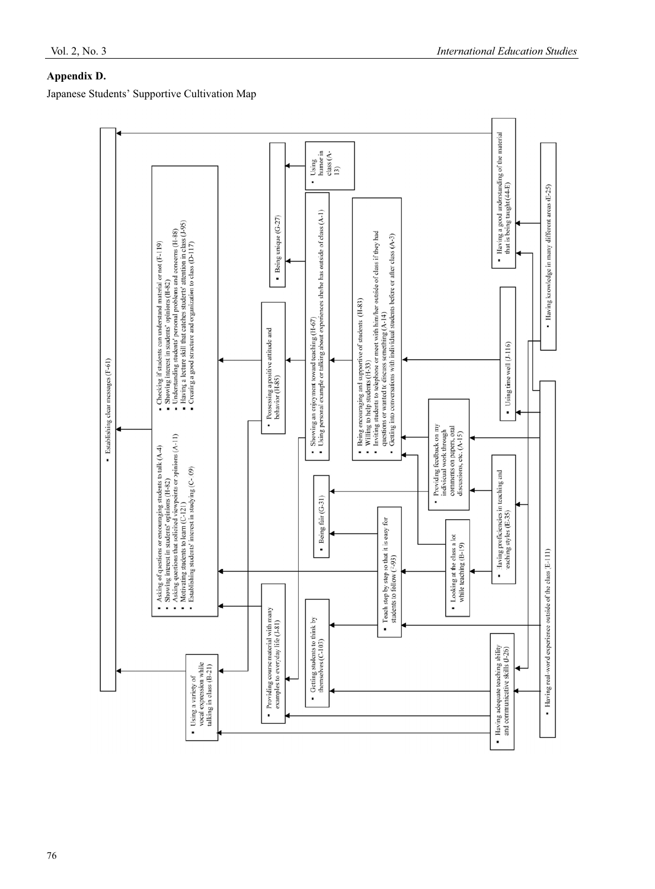## Appendix D.

Japanese Students' Supportive Cultivation Map

- Establishing clear messages (F-61)

- Asking of questions or encouraging students to talk (A-4)
- Showing interest in students' opinions (H-82)
- Asking questions that solicited viewpoints or opinions (A-11)
- Motivating students to learn (C-121)
- Establishing students' interest in studying (C-109)

- Checking if students can understand material or not (F-119)
- Showing interest in students' opinions (H-82)
- Understanding students' personal problems and concerns (H-88)
- Having a lecture skill that catches students' attention in class (J-95)
- Creating a good structure and organization to class (D-117)

- Using a variety of vocal expression while talking in class (B-21)

- Providing course material with many examples to everyday life (J-81)

- Possessing a positive attitude and behavior (H-85)

- Being unique (G-27)

- Using humor in class (A-13)

- Getting students to think by themselves (C-103)

- Being fair (G-31)

- Showing an enjoyment toward teaching (H-67)
- Using personal example or talking about experiences she/he has outside of class (A-1)

- Being encouraging and supportive of students (H-83)
- Willing to help students (H-33)
- Inviting students to telephone or meet with him/her outside of class if they had questions or wanted to discuss something (A-14)
- Getting into conversations with individual students before or after class (A-3)

- Teach step by step so that it is easy for students to follow (?-93)

- Looking at the class a lot while teaching (B-19)

- Providing feedback on my individual work through comments on papers, oral discussions, etc. (A-15)

- Having proficiencies in teaching and eaching styles (E-35)

- Using time well (J-116)

- Having a good understanding of the material that is being taught (44-E)

- Having knowledge in many different areas (E-25)

- Having adequate teaching ability and communicative skills (J-26)

- Having real-word experience outside of the class (E-111)